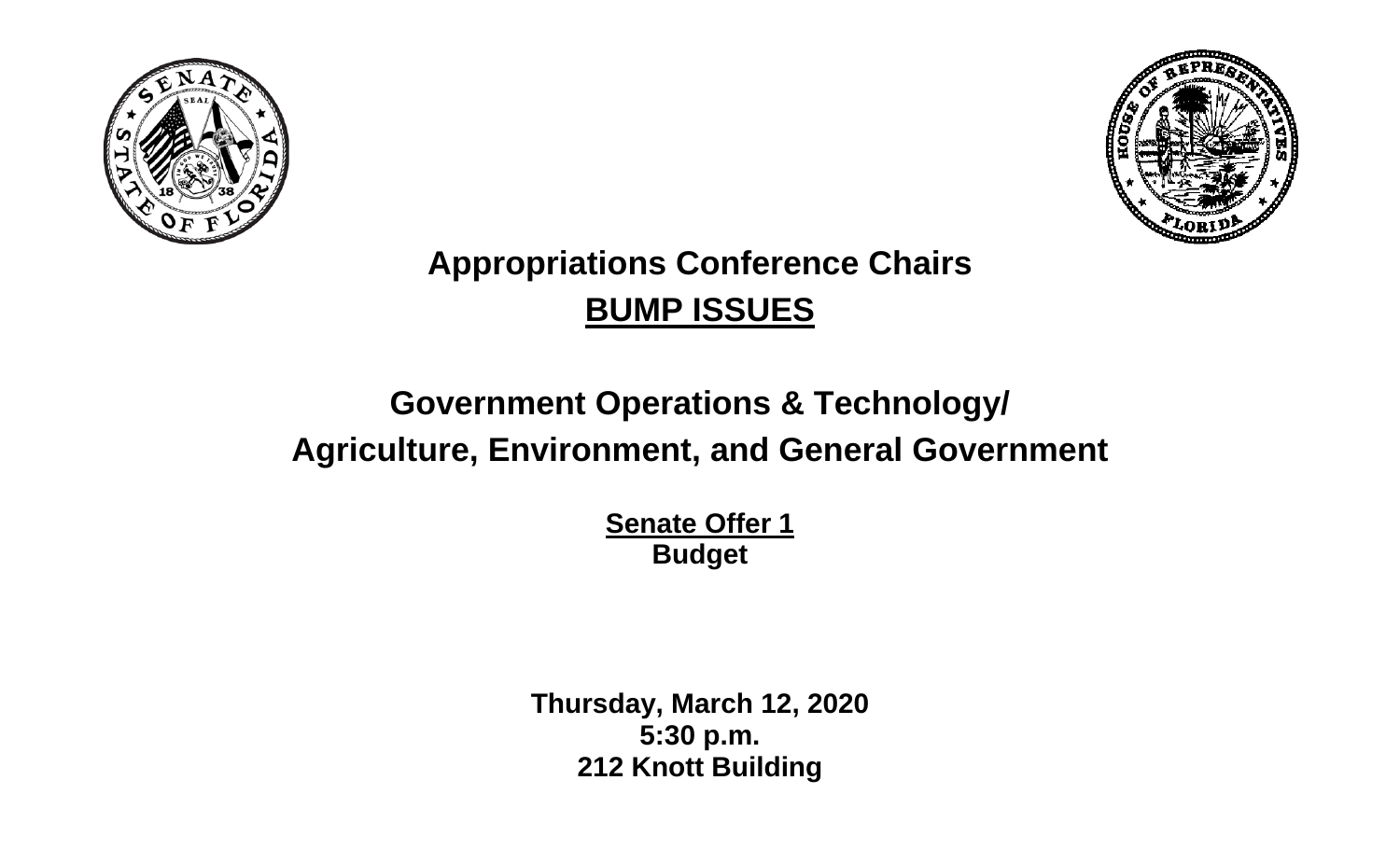# Appropriations Conference Chairs

## **BUMP ISSUES**

## Government Operations & Technology/
## Agriculture, Environment, and General Government

**Senate Offer 1**
**Budget**

**Thursday, March 12, 2020**
**5:30 p.m.**
**212 Knott Building**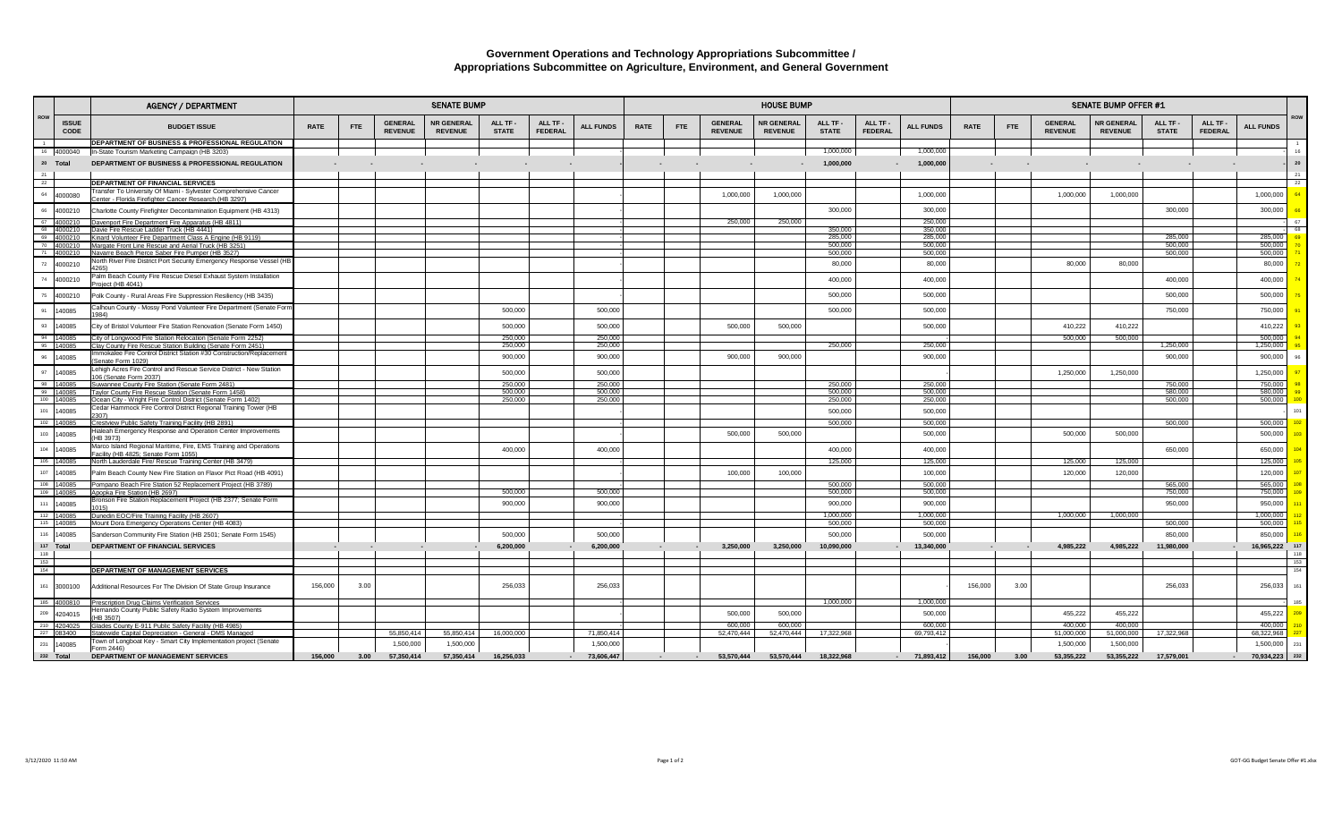# Government Operations and Technology Appropriations Subcommittee / Appropriations Subcommittee on Agriculture, Environment, and General Government

| ROW | ISSUE CODE | AGENCY / PARTMENT BUDGET ISSUE | SENATE BUMP RATE | SENATE BUMP FTE | SENATE BUMP GENERAL REVENUE | SENATE BUMP NR GENERAL REVENUE | SENATE BUMP ALL TF - STATE | SENATE BUMP ALL TF - FEDERAL | SENATE BUMP ALL FUNDS | HOUSE BUMP RATE | HOUSE BUMP FTE | HOUSE BUMP GENERAL REVENUE | HOUSE BUMP NR GENERAL REVENUE | HOUSE BUMP ALL TF - STATE | HOUSE BUMP ALL TF - FEDERAL | HOUSE BUMP ALL FUNDS | SENATE BUMP OFFER #1 RATE | SENATE BUMP OFFER #1 FTE | SENATE BUMP OFFER #1 GENERAL REVENUE | SENATE BUMP OFFER #1 NR GENERAL REVENUE | SENATE BUMP OFFER #1 ALL TF - STATE | SENATE BUMP OFFER #1 ALL TF - FEDERAL | SENATE BUMP OFFER #1 ALL FUNDS | ROW |
|---|---|---|---|---|---|---|---|---|---|---|---|---|---|---|---|---|---|---|---|---|---|---|---|---|
| 1 | | **DEPARTMENT OF BUSINESS & PROFESSIONAL REGULATION** | | | | | | | | | | | | | | | | | | | | | | 1 |
| 16 | 4000040 | In-State Tourism Marketing Campaign (HB 3203) | | | | | | | - | | | | | 1,000,000 | | 1,000,000 | | | | | | | - | 16 |
| 20 | **Total** | **DEPARTMENT OF BUSINESS & PROFESSIONAL REGULATION** | - | - | - | - | - | - | - | - | - | - | - | 1,000,000 | - | 1,000,000 | - | - | - | - | - | - | - | 20 |
| 21 | | | | | | | | | | | | | | | | | | | | | | | | 21 |
| 22 | | **DEPARTMENT OF FINANCIAL SERVICES** | | | | | | | | | | | | | | | | | | | | | | 22 |
| 64 | 4000080 | Transfer To University Of Miami - Sylvester Comprehensive Cancer Center - Florida Firefighter Cancer Research (HB 3297) | | | | | | | - | | | 1,000,000 | 1,000,000 | | | 1,000,000 | | | 1,000,000 | 1,000,000 | | | 1,000,000 | 64 |
| 66 | 4000210 | Charlotte County Firefighter Decontamination Equipment (HB 4313) | | | | | | | - | | | | | 300,000 | | 300,000 | | | | | 300,000 | | 300,000 | 66 |
| 67 | 4000210 | Davenport Fire Department Fire Apparatus (HB 4811) | | | | | | | - | | | 250,000 | 250,000 | | | 250,000 | | | | | | | - | 67 |
| 68 | 4000210 | Davie Fire Rescue Ladder Truck (HB 4441) | | | | | | | - | | | | | 350,000 | | 350,000 | | | | | | | - | 68 |
| 69 | 4000210 | Kinard Volunteer Fire Department Class A Engine (HB 9119) | | | | | | | - | | | | | 285,000 | | 285,000 | | | | | 285,000 | | 285,000 | 69 |
| 70 | 4000210 | Margate Front Line Rescue and Aerial Truck (HB 3251) | | | | | | | - | | | | | 500,000 | | 500,000 | | | | | 500,000 | | 500,000 | 70 |
| 71 | 4000210 | Navarre Beach Pierce Saber Fire Pumper (HB 3527) | | | | | | | - | | | | | 500,000 | | 500,000 | | | | | 500,000 | | 500,000 | 71 |
| 72 | 4000210 | North River Fire District Port Security Emergency Response Vessel (HB 4265) | | | | | | | - | | | | | 80,000 | | 80,000 | | | 80,000 | 80,000 | | | 80,000 | 72 |
| 74 | 4000210 | Palm Beach County Fire Rescue Diesel Exhaust System Installation Project (HB 4041) | | | | | | | - | | | | | 400,000 | | 400,000 | | | | | 400,000 | | 400,000 | 74 |
| 75 | 4000210 | Polk County - Rural Areas Fire Suppression Resiliency (HB 3435) | | | | | | | - | | | | | 500,000 | | 500,000 | | | | | 500,000 | | 500,000 | 75 |
| 91 | 140085 | Calhoun County - Mossy Pond Volunteer Fire Department (Senate Form 1984) | | | | | 500,000 | | 500,000 | | | | | 500,000 | | 500,000 | | | | | 750,000 | | 750,000 | 91 |
| 93 | 140085 | City of Bristol Volunteer Fire Station Renovation (Senate Form 1450) | | | | | 500,000 | | 500,000 | | | 500,000 | 500,000 | | | 500,000 | | | 410,222 | 410,222 | | | 410,222 | 93 |
| 94 | 140085 | City of Longwood Fire Station Relocation (Senate Form 2252) | | | | | 250,000 | | 250,000 | | | | | | | - | | | 500,000 | 500,000 | | | 500,000 | 94 |
| 95 | 140085 | Clay County Fire Rescue Station Building (Senate Form 2451) | | | | | 250,000 | | 250,000 | | | | | 250,000 | | 250,000 | | | | | 1,250,000 | | 1,250,000 | 95 |
| 96 | 140085 | Immokalee Fire Control District Station #30 Construction/Replacement (Senate Form 1029) | | | | | 900,000 | | 900,000 | | | 900,000 | 900,000 | | | 900,000 | | | | | 900,000 | | 900,000 | 96 |
| 97 | 140085 | Lehigh Acres Fire Control and Rescue Service District - New Station 106 (Senate Form 2037) | | | | | 500,000 | | 500,000 | | | | | | | - | | | 1,250,000 | 1,250,000 | | | 1,250,000 | 97 |
| 98 | 140085 | Suwannee County Fire Station (Senate Form 2481) | | | | | 250,000 | | 250,000 | | | | | 250,000 | | 250,000 | | | | | 750,000 | | 750,000 | 98 |
| 99 | 140085 | Taylor County Fire Rescue Station (Senate Form 1458) | | | | | 500,000 | | 500,000 | | | | | 500,000 | | 500,000 | | | | | 580,000 | | 580,000 | 99 |
| 100 | 140085 | Ocean City - Wright Fire Control District (Senate Form 1402) | | | | | 250,000 | | 250,000 | | | | | 250,000 | | 250,000 | | | | | 500,000 | | 500,000 | 100 |
| 101 | 140085 | Cedar Hammock Fire Control District Regional Training Tower (HB 2307) | | | | | | | - | | | | | 500,000 | | 500,000 | | | | | | | - | 101 |
| 102 | 140085 | Crestview Public Safety Training Facility (HB 2891) | | | | | | | - | | | | | 500,000 | | 500,000 | | | | | 500,000 | | 500,000 | 102 |
| 103 | 140085 | Hialeah Emergency Response and Operation Center Improvements (HB 3973) | | | | | | | - | | | 500,000 | 500,000 | | | 500,000 | | | 500,000 | 500,000 | | | 500,000 | 103 |
| 104 | 140085 | Marco Island Regional Maritime, Fire, EMS Training and Operations Facility (HB 4825; Senate Form 1055) | | | | | 400,000 | | 400,000 | | | | | 400,000 | | 400,000 | | | | | 650,000 | | 650,000 | 104 |
| 105 | 140085 | North Lauderdale Fire/ Rescue Training Center (HB 3479) | | | | | | | - | | | | | 125,000 | | 125,000 | | | 125,000 | 125,000 | | | 125,000 | 105 |
| 107 | 140085 | Palm Beach County New Fire Station on Flavor Pict Road (HB 4091) | | | | | | | - | | | 100,000 | 100,000 | | | 100,000 | | | 120,000 | 120,000 | | | 120,000 | 107 |
| 108 | 140085 | Pompano Beach Fire Station 52 Replacement Project (HB 3789) | | | | | | | - | | | | | 500,000 | | 500,000 | | | | | 565,000 | | 565,000 | 108 |
| 109 | 140085 | Apopka Fire Station (HB 2697) | | | | | 500,000 | | 500,000 | | | | | 500,000 | | 500,000 | | | | | 750,000 | | 750,000 | 109 |
| 111 | 140085 | Bronson Fire Station Replacement Project (HB 2377; Senate Form 1015) | | | | | 900,000 | | 900,000 | | | | | 900,000 | | 900,000 | | | | | 950,000 | | 950,000 | 111 |
| 112 | 140085 | Dunedin EOC/Fire Training Facility (HB 2607) | | | | | | | - | | | | | 1,000,000 | | 1,000,000 | | | 1,000,000 | 1,000,000 | | | 1,000,000 | 112 |
| 115 | 140085 | Mount Dora Emergency Operations Center (HB 4083) | | | | | | | - | | | | | 500,000 | | 500,000 | | | | | 500,000 | | 500,000 | 115 |
| 116 | 140085 | Sanderson Community Fire Station (HB 2501; Senate Form 1545) | | | | | 500,000 | | 500,000 | | | | | 500,000 | | 500,000 | | | | | 850,000 | | 850,000 | 116 |
| 117 | **Total** | **DEPARTMENT OF FINANCIAL SERVICES** | - | - | - | - | 6,200,000 | - | 6,200,000 | - | - | 3,250,000 | 3,250,000 | 10,090,000 | - | 13,340,000 | - | - | 4,985,222 | 4,985,222 | 11,980,000 | - | 16,965,222 | 117 |
| 118 | | | | | | | | | | | | | | | | | | | | | | | | 118 |
| 153 | | | | | | | | | | | | | | | | | | | | | | | | 153 |
| 154 | | **DEPARTMENT OF MANAGEMENT SERVICES** | | | | | | | | | | | | | | | | | | | | | | 154 |
| 161 | 3000100 | Additional Resources For The Division Of State Group Insurance | 156,000 | 3.00 | | | 256,033 | | 256,033 | | | | | | | - | 156,000 | 3.00 | | | 256,033 | | 256,033 | 161 |
| 185 | 4000810 | Prescription Drug Claims Verification Services | | | | | | | - | | | | | 1,000,000 | | 1,000,000 | | | | | | | - | 185 |
| 209 | 4204015 | Hernando County Public Safety Radio System Improvements (HB 3507) | | | | | | | - | | | 500,000 | 500,000 | | | 500,000 | | | 455,222 | 455,222 | | | 455,222 | 209 |
| 210 | 4204025 | Glades County E-911 Public Safety Facility (HB 4985) | | | | | | | - | | | 600,000 | 600,000 | | | 600,000 | | | 400,000 | 400,000 | | | 400,000 | 210 |
| 227 | 083400 | Statewide Capital Depreciation - General - DMS Managed | | | 55,850,414 | 55,850,414 | 16,000,000 | | 71,850,414 | | | 52,470,444 | 52,470,444 | 17,322,968 | | 69,793,412 | | | 51,000,000 | 51,000,000 | 17,322,968 | | 68,322,968 | 227 |
| 231 | 140085 | Town of Longboat Key - Smart City Implementation project (Senate Form 2446) | | | 1,500,000 | 1,500,000 | | | 1,500,000 | | | | | | | - | | | 1,500,000 | 1,500,000 | | | 1,500,000 | 231 |
| 232 | **Total** | **DEPARTMENT OF MANAGEMENT SERVICES** | 156,000 | 3.00 | 57,350,414 | 57,350,414 | 16,256,033 | - | 73,606,447 | - | - | 53,570,444 | 53,570,444 | 18,322,968 | - | 71,893,412 | 156,000 | 3.00 | 53,355,222 | 53,355,222 | 17,579,001 | - | 70,934,223 | 232 |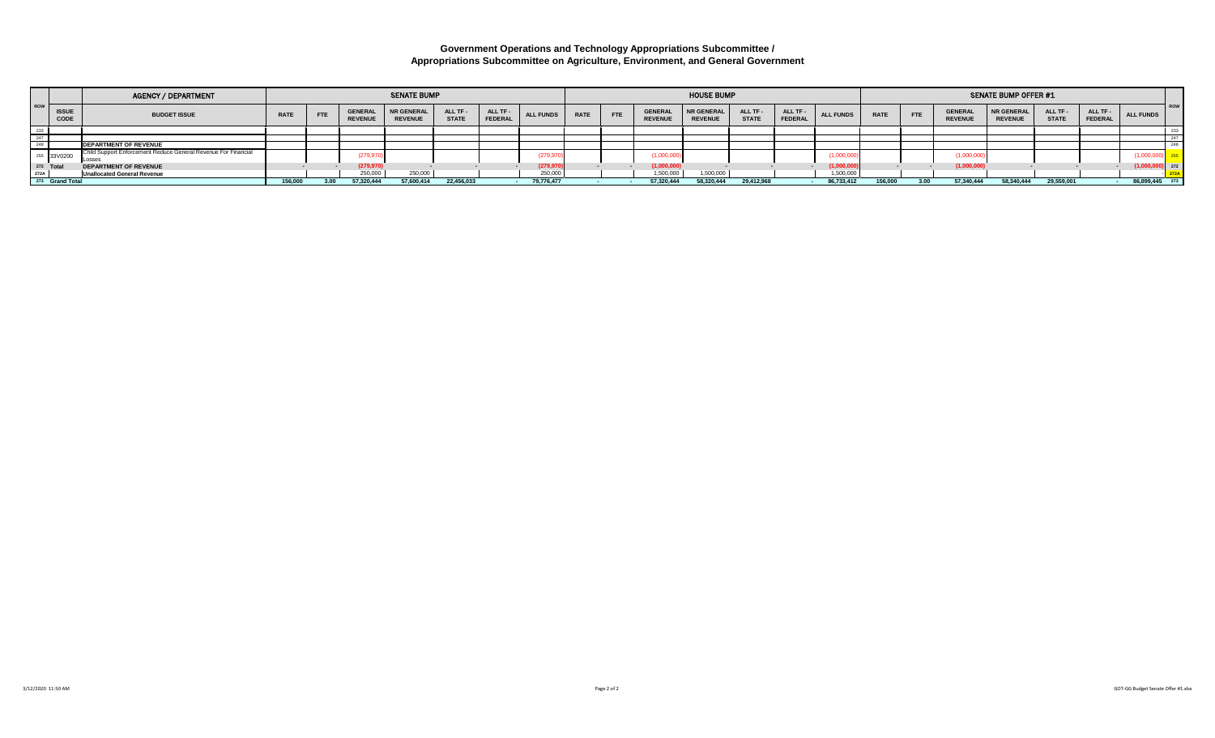# Government Operations and Technology Appropriations Subcommittee / Appropriations Subcommittee on Agriculture, Environment, and General Government

| ROW | | AGENCY / DEPARTMENT | SENATE BUMP | | | | | | | HOUSE BUMP | | | | | | | SENATE BUMP OFFER #1 | | | | | | | ROW |
|---|---|---|---|---|---|---|---|---|---|---|---|---|---|---|---|---|---|---|---|---|---|---|---|---|
| | ISSUE CODE | BUDGET ISSUE | RATE | FTE | GENERAL REVENUE | NR GENERAL REVENUE | ALL TF - STATE | ALL TF - FEDERAL | ALL FUNDS | RATE | FTE | GENERAL REVENUE | NR GENERAL REVENUE | ALL TF - STATE | ALL TF - FEDERAL | ALL FUNDS | RATE | FTE | GENERAL REVENUE | NR GENERAL REVENUE | ALL TF - STATE | ALL TF - FEDERAL | ALL FUNDS | |
| 233 | | | | | | | | | | | | | | | | | | | | | | | | 233 |
| 247 | | | | | | | | | | | | | | | | | | | | | | | | 247 |
| 248 | | DEPARTMENT OF REVENUE | | | | | | | | | | | | | | | | | | | | | | 248 |
| 255 | 33V0200 | Child Support Enforcement Reduce General Revenue For Financial Losses | | | (279,970) | | | | (279,970) | | | (1,000,000) | | | | (1,000,000) | | | (1,000,000) | | | | (1,000,000) | 255 |
| 272 | Total | DEPARTMENT OF REVENUE | - | - | (279,970) | - | - | - | (279,970) | - | - | (1,000,000) | - | - | - | (1,000,000) | - | - | (1,000,000) | - | - | - | (1,000,000) | 272 |
| 272A | | Unallocated General Revenue | | | 250,000 | 250,000 | | | 250,000 | | | 1,500,000 | 1,500,000 | | | 1,500,000 | | | | | | | | 272A |
| 273 | Grand Total | | 156,000 | 3.00 | 57,320,444 | 57,600,414 | 22,456,033 | - | 79,776,477 | - | - | 57,320,444 | 58,320,444 | 29,412,968 | - | 86,733,412 | 156,000 | 3.00 | 57,340,444 | 58,340,444 | 29,559,001 | - | 86,899,445 | 273 |

3/12/2020 11:50 AM

GOT-GG Budget Senate Offer #1.xlsx